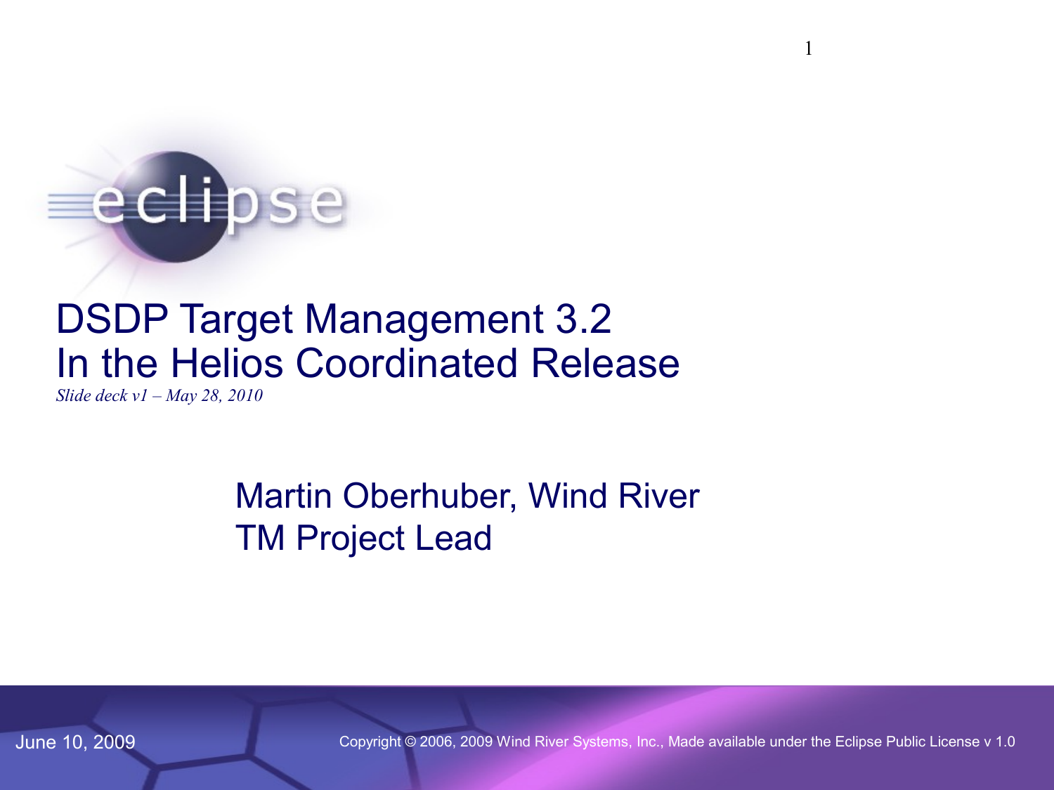# DSDP Target Management 3.2
# In the Helios Coordinated Release

*Slide deck v1 – May 28, 2010*

Martin Oberhuber, Wind River

TM Project Lead

June 10, 2009

Copyright © 2006, 2009 Wind River Systems, Inc., Made available under the Eclipse Public License v 1.0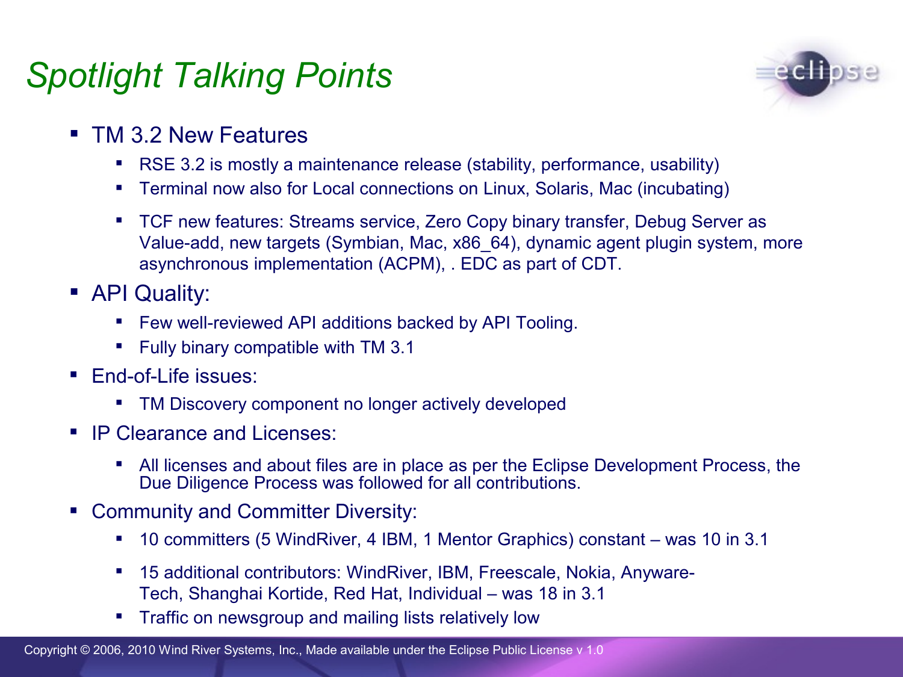# Spotlight Talking Points

- TM 3.2 New Features
  - RSE 3.2 is mostly a maintenance release (stability, performance, usability)
  - Terminal now also for Local connections on Linux, Solaris, Mac (incubating)
  - TCF new features: Streams service, Zero Copy binary transfer, Debug Server as Value-add, new targets (Symbian, Mac, x86_64), dynamic agent plugin system, more asynchronous implementation (ACPM), . EDC as part of CDT.
- API Quality:
  - Few well-reviewed API additions backed by API Tooling.
  - Fully binary compatible with TM 3.1
- End-of-Life issues:
  - TM Discovery component no longer actively developed
- IP Clearance and Licenses:
  - All licenses and about files are in place as per the Eclipse Development Process, the Due Diligence Process was followed for all contributions.
- Community and Committer Diversity:
  - 10 committers (5 WindRiver, 4 IBM, 1 Mentor Graphics) constant – was 10 in 3.1
  - 15 additional contributors: WindRiver, IBM, Freescale, Nokia, Anyware-Tech, Shanghai Kortide, Red Hat, Individual – was 18 in 3.1
  - Traffic on newsgroup and mailing lists relatively low

Copyright © 2006, 2010 Wind River Systems, Inc., Made available under the Eclipse Public License v 1.0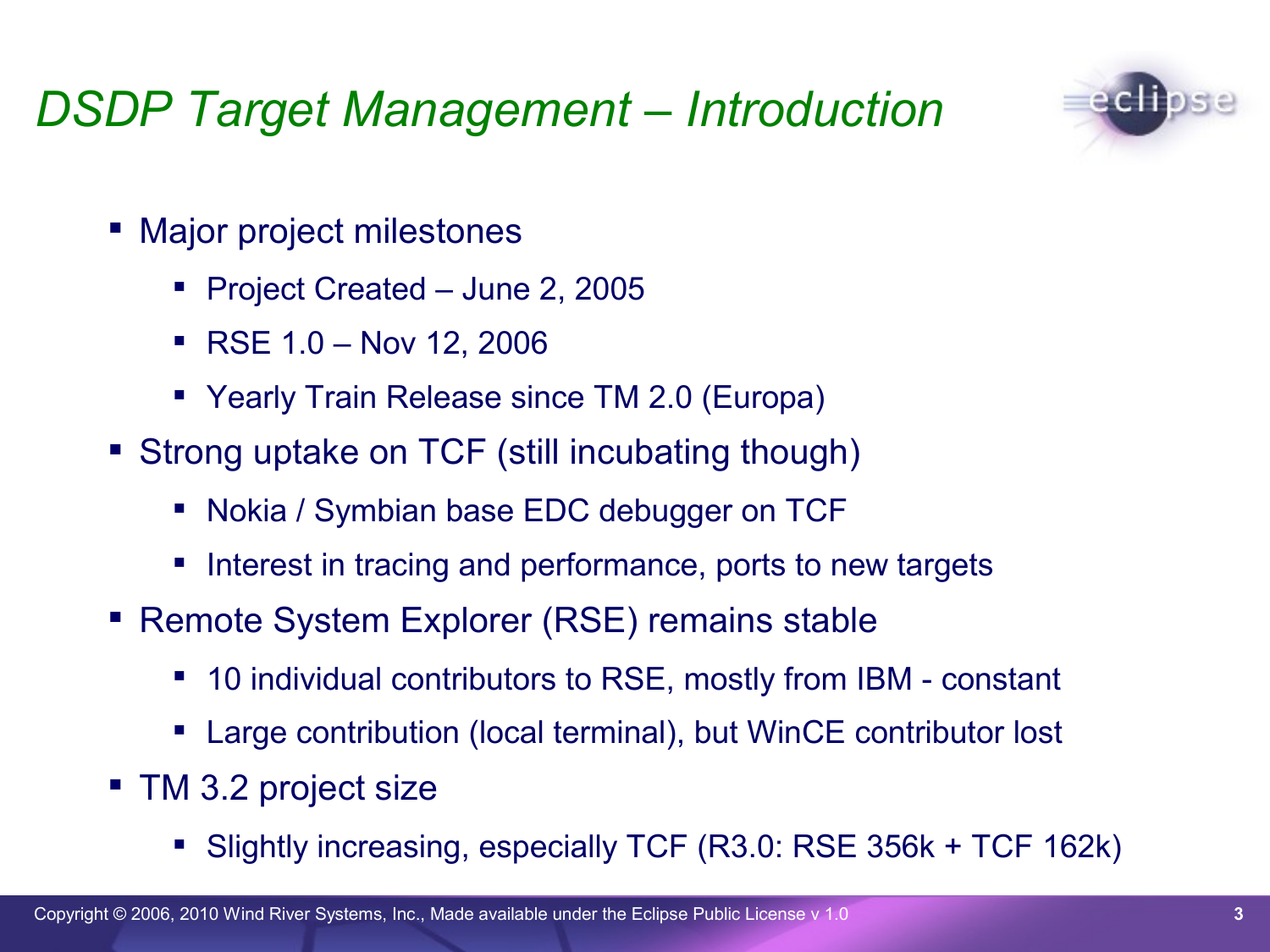# DSDP Target Management – Introduction

- Major project milestones
  - Project Created – June 2, 2005
  - RSE 1.0 – Nov 12, 2006
  - Yearly Train Release since TM 2.0 (Europa)
- Strong uptake on TCF (still incubating though)
  - Nokia / Symbian base EDC debugger on TCF
  - Interest in tracing and performance, ports to new targets
- Remote System Explorer (RSE) remains stable
  - 10 individual contributors to RSE, mostly from IBM - constant
  - Large contribution (local terminal), but WinCE contributor lost
- TM 3.2 project size
  - Slightly increasing, especially TCF (R3.0: RSE 356k + TCF 162k)

Copyright © 2006, 2010 Wind River Systems, Inc., Made available under the Eclipse Public License v 1.0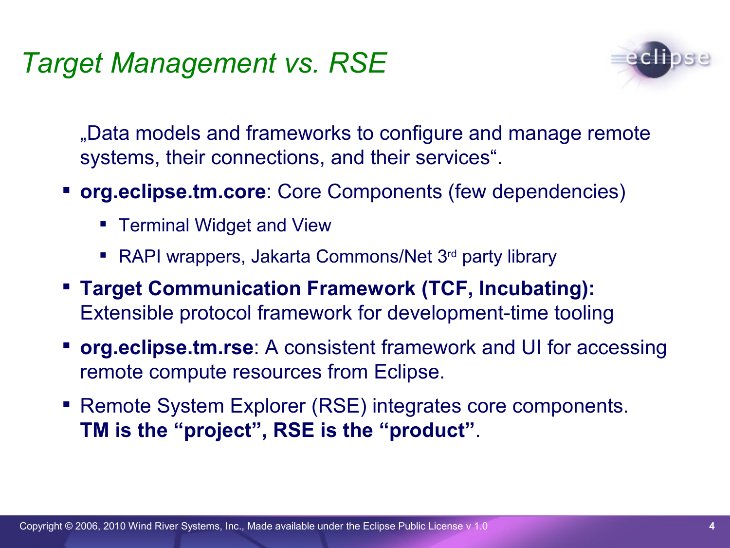# Target Management vs. RSE

„Data models and frameworks to configure and manage remote systems, their connections, and their services".

- **org.eclipse.tm.core**: Core Components (few dependencies)
  - Terminal Widget and View
  - RAPI wrappers, Jakarta Commons/Net 3rd party library
- **Target Communication Framework (TCF, Incubating):** Extensible protocol framework for development-time tooling
- **org.eclipse.tm.rse**: A consistent framework and UI for accessing remote compute resources from Eclipse.
- Remote System Explorer (RSE) integrates core components. **TM is the "project", RSE is the "product"**.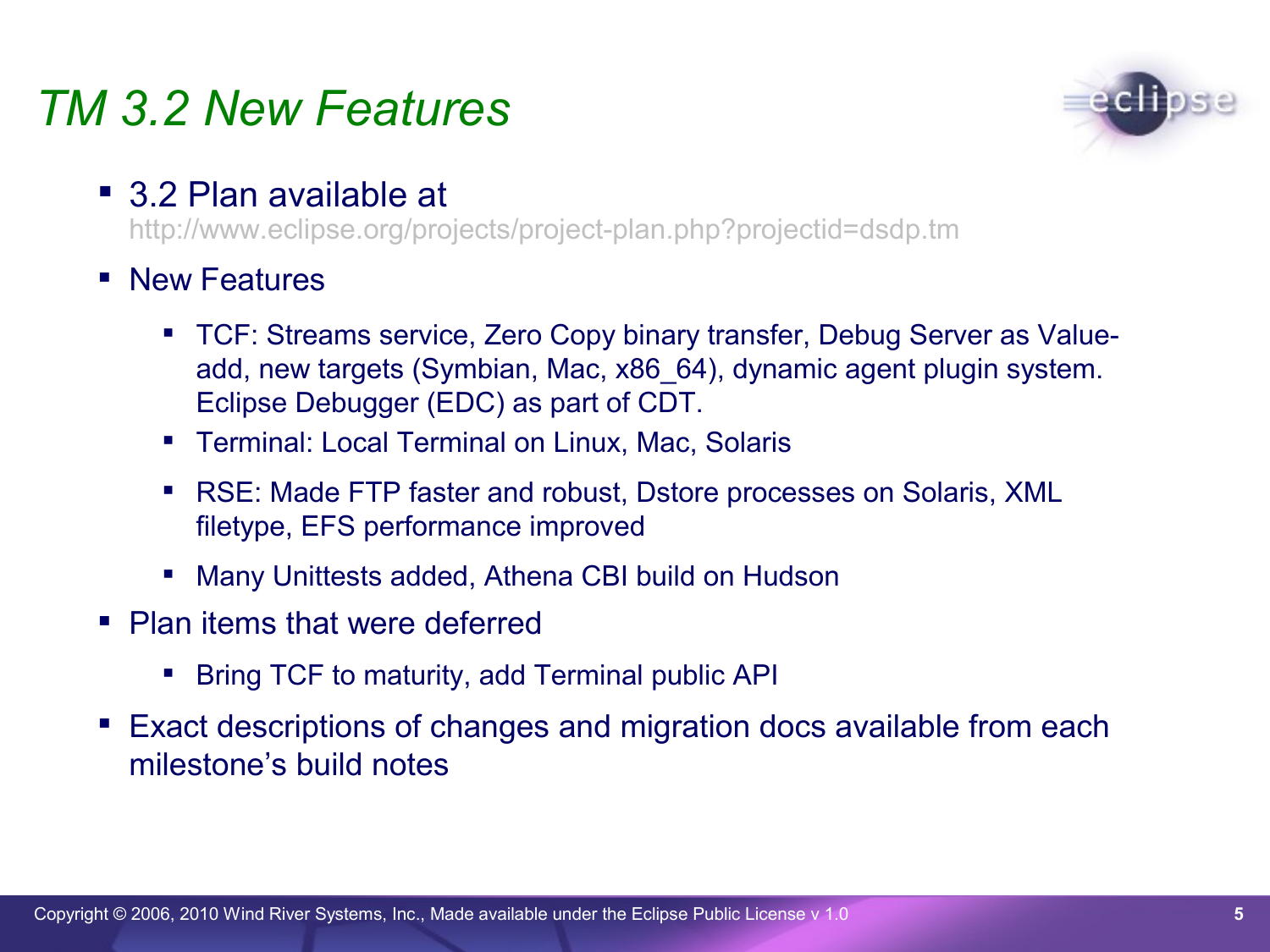# TM 3.2 New Features

- 3.2 Plan available at
  http://www.eclipse.org/projects/project-plan.php?projectid=dsdp.tm
- New Features
  - TCF: Streams service, Zero Copy binary transfer, Debug Server as Value-add, new targets (Symbian, Mac, x86_64), dynamic agent plugin system. Eclipse Debugger (EDC) as part of CDT.
  - Terminal: Local Terminal on Linux, Mac, Solaris
  - RSE: Made FTP faster and robust, Dstore processes on Solaris, XML filetype, EFS performance improved
  - Many Unittests added, Athena CBI build on Hudson
- Plan items that were deferred
  - Bring TCF to maturity, add Terminal public API
- Exact descriptions of changes and migration docs available from each milestone's build notes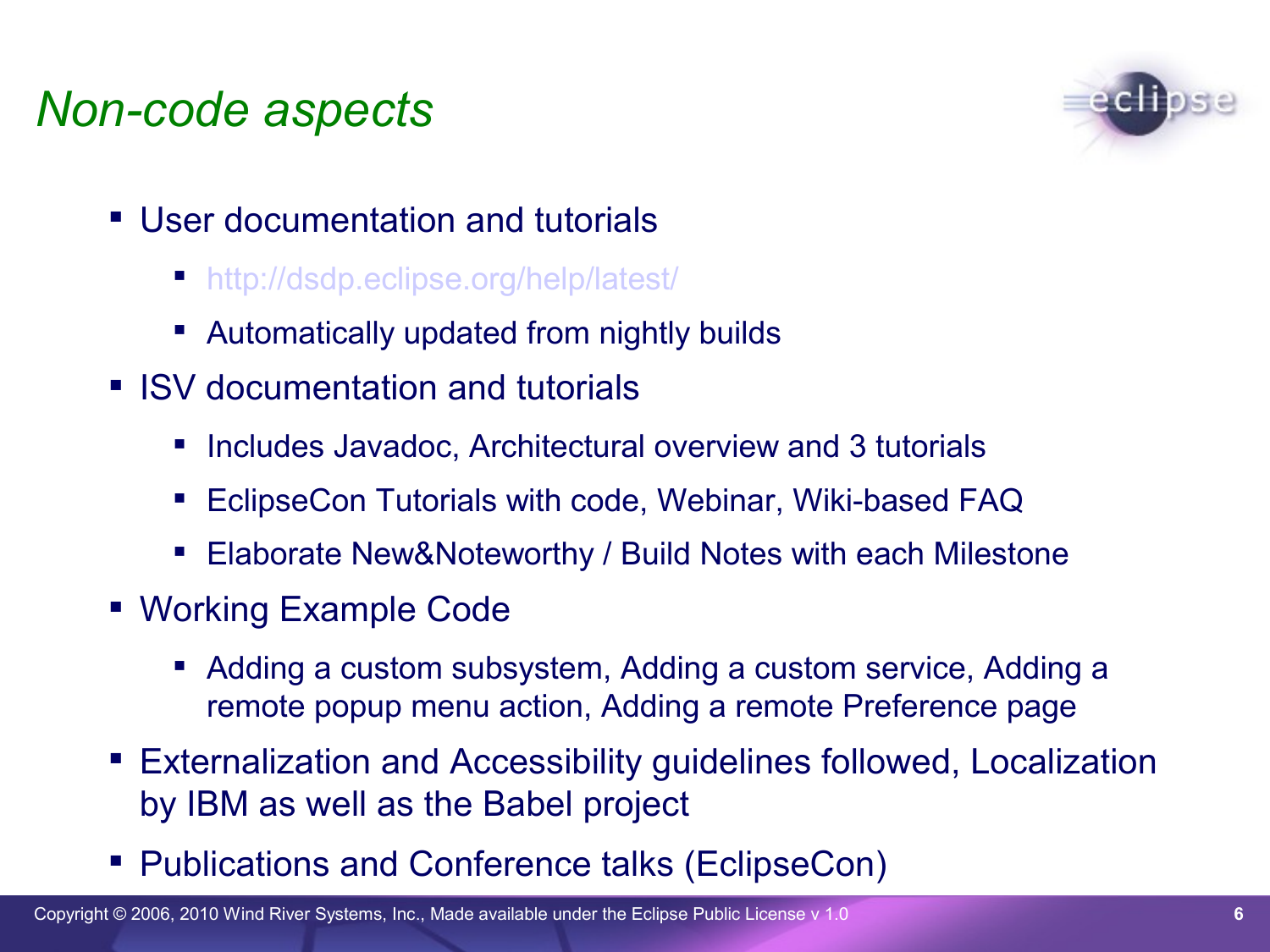# *Non-code aspects*

- User documentation and tutorials
  - http://dsdp.eclipse.org/help/latest/
  - Automatically updated from nightly builds
- ISV documentation and tutorials
  - Includes Javadoc, Architectural overview and 3 tutorials
  - EclipseCon Tutorials with code, Webinar, Wiki-based FAQ
  - Elaborate New&Noteworthy / Build Notes with each Milestone
- Working Example Code
  - Adding a custom subsystem, Adding a custom service, Adding a remote popup menu action, Adding a remote Preference page
- Externalization and Accessibility guidelines followed, Localization by IBM as well as the Babel project
- Publications and Conference talks (EclipseCon)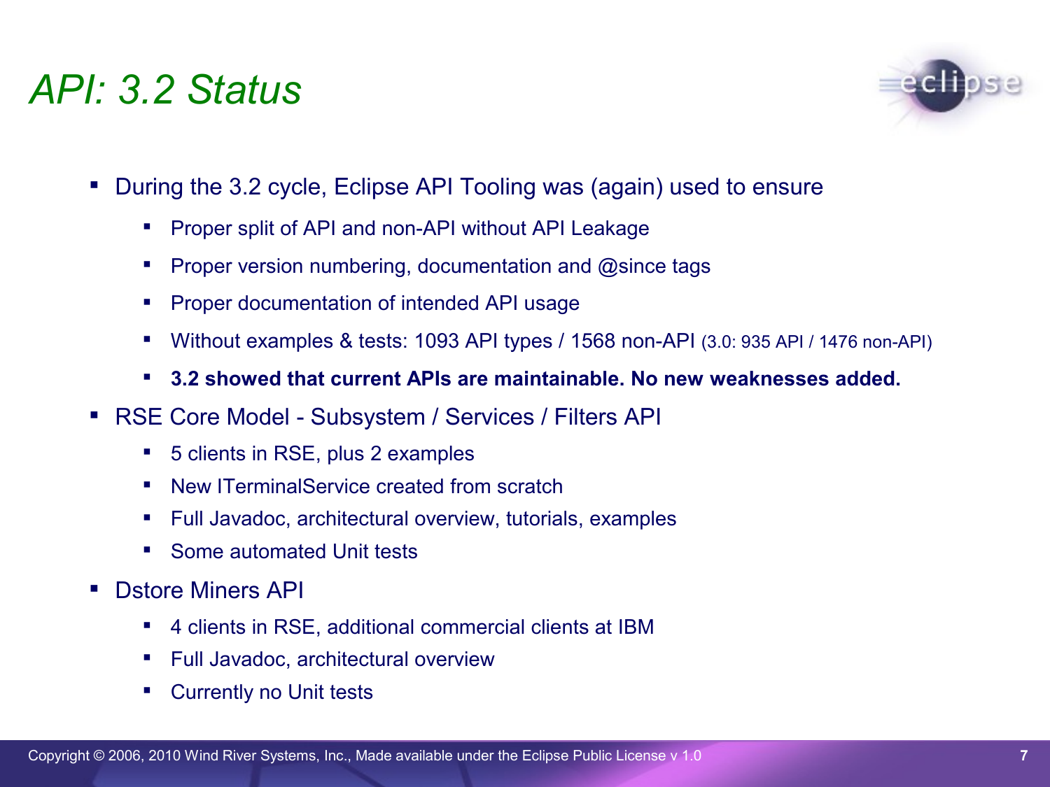# API: 3.2 Status

- During the 3.2 cycle, Eclipse API Tooling was (again) used to ensure
  - Proper split of API and non-API without API Leakage
  - Proper version numbering, documentation and @since tags
  - Proper documentation of intended API usage
  - Without examples & tests: 1093 API types / 1568 non-API (3.0: 935 API / 1476 non-API)
  - **3.2 showed that current APIs are maintainable. No new weaknesses added.**
- RSE Core Model - Subsystem / Services / Filters API
  - 5 clients in RSE, plus 2 examples
  - New ITerminalService created from scratch
  - Full Javadoc, architectural overview, tutorials, examples
  - Some automated Unit tests
- Dstore Miners API
  - 4 clients in RSE, additional commercial clients at IBM
  - Full Javadoc, architectural overview
  - Currently no Unit tests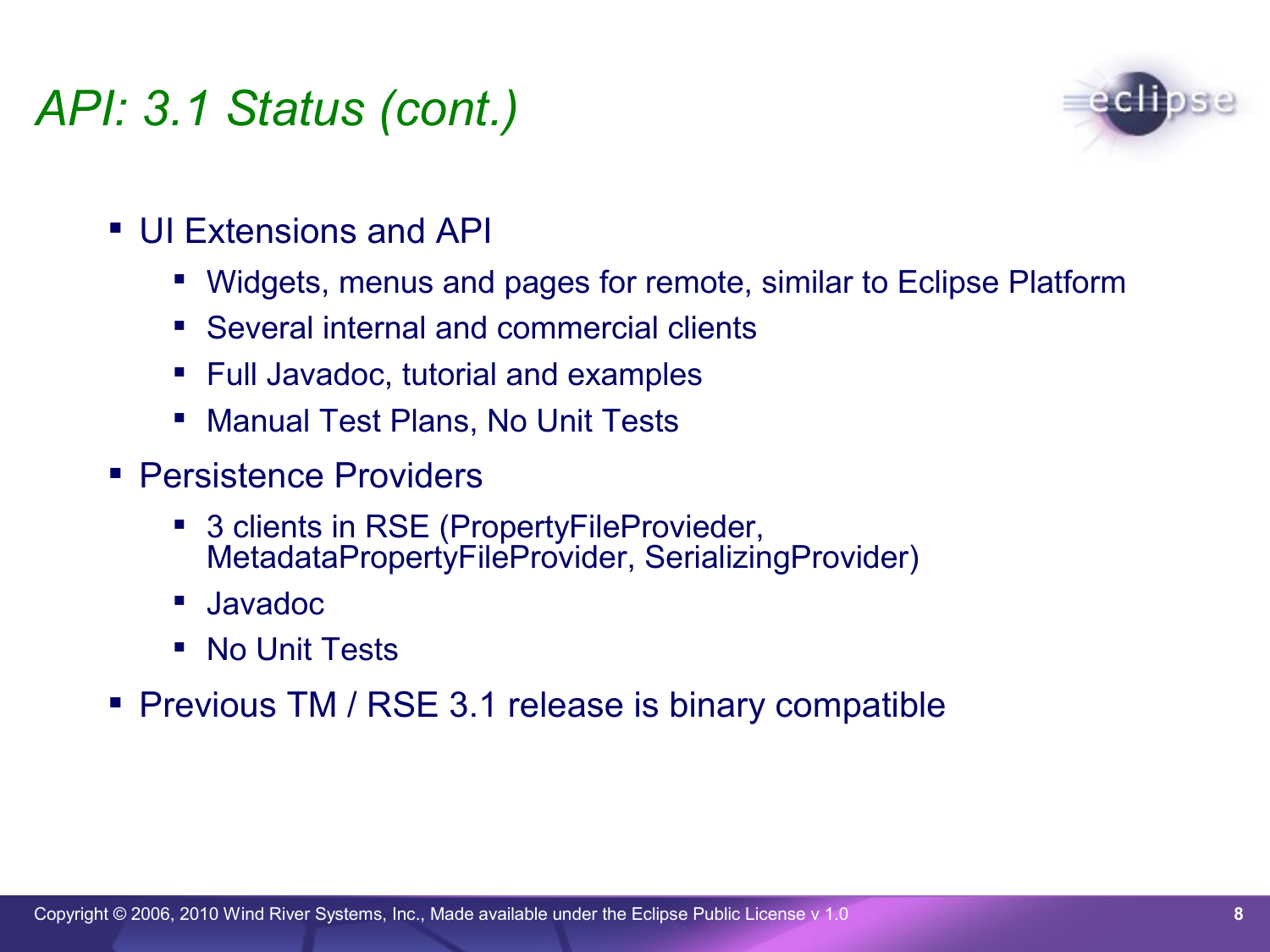# API: 3.1 Status (cont.)

- UI Extensions and API
  - Widgets, menus and pages for remote, similar to Eclipse Platform
  - Several internal and commercial clients
  - Full Javadoc, tutorial and examples
  - Manual Test Plans, No Unit Tests
- Persistence Providers
  - 3 clients in RSE (PropertyFileProvieder, MetadataPropertyFileProvider, SerializingProvider)
  - Javadoc
  - No Unit Tests
- Previous TM / RSE 3.1 release is binary compatible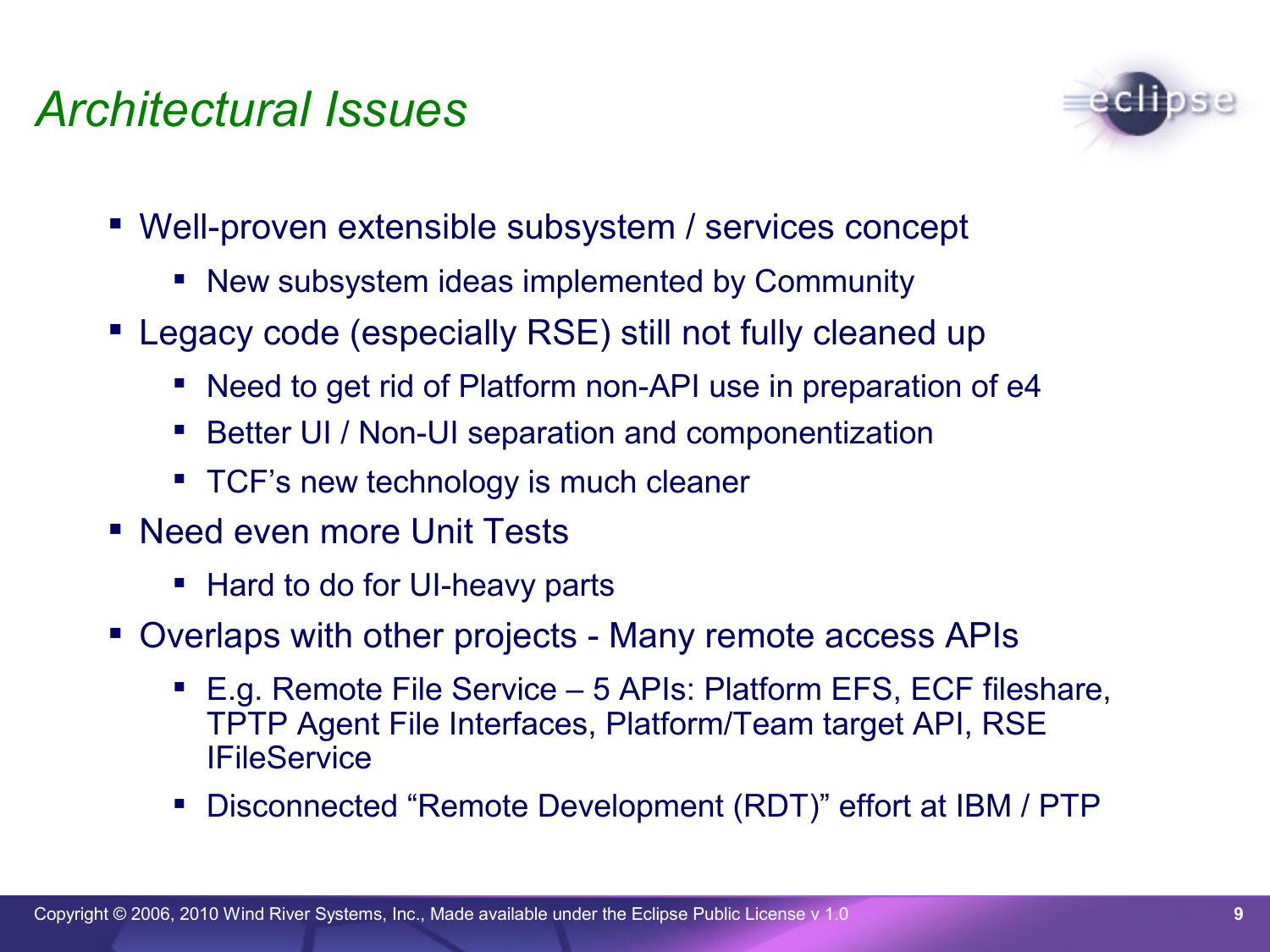# Architectural Issues

- Well-proven extensible subsystem / services concept
  - New subsystem ideas implemented by Community
- Legacy code (especially RSE) still not fully cleaned up
  - Need to get rid of Platform non-API use in preparation of e4
  - Better UI / Non-UI separation and componentization
  - TCF's new technology is much cleaner
- Need even more Unit Tests
  - Hard to do for UI-heavy parts
- Overlaps with other projects - Many remote access APIs
  - E.g. Remote File Service – 5 APIs: Platform EFS, ECF fileshare, TPTP Agent File Interfaces, Platform/Team target API, RSE IFileService
  - Disconnected "Remote Development (RDT)" effort at IBM / PTP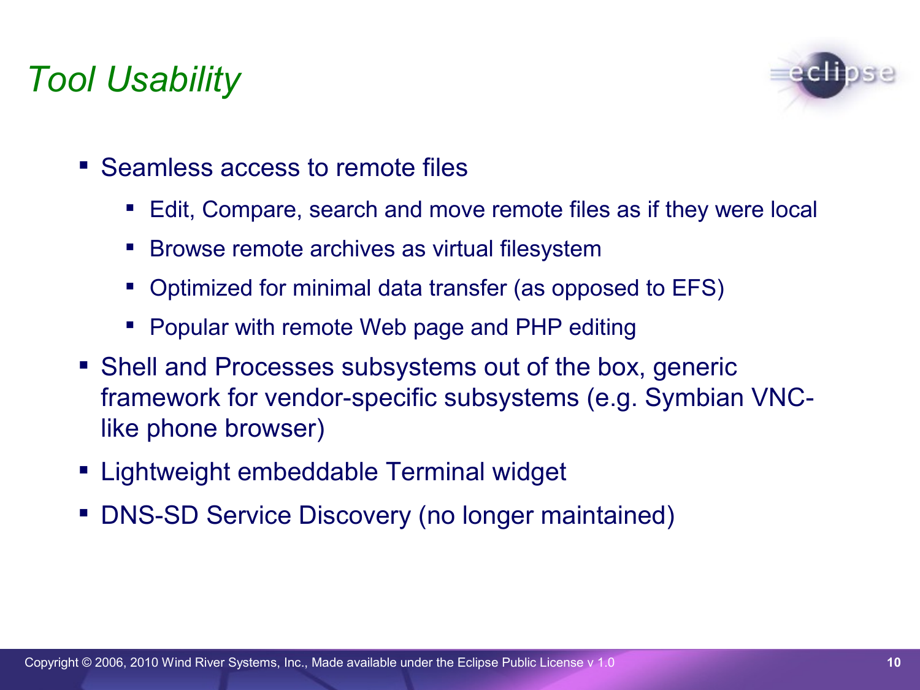# Tool Usability

- Seamless access to remote files
  - Edit, Compare, search and move remote files as if they were local
  - Browse remote archives as virtual filesystem
  - Optimized for minimal data transfer (as opposed to EFS)
  - Popular with remote Web page and PHP editing
- Shell and Processes subsystems out of the box, generic framework for vendor-specific subsystems (e.g. Symbian VNC-like phone browser)
- Lightweight embeddable Terminal widget
- DNS-SD Service Discovery (no longer maintained)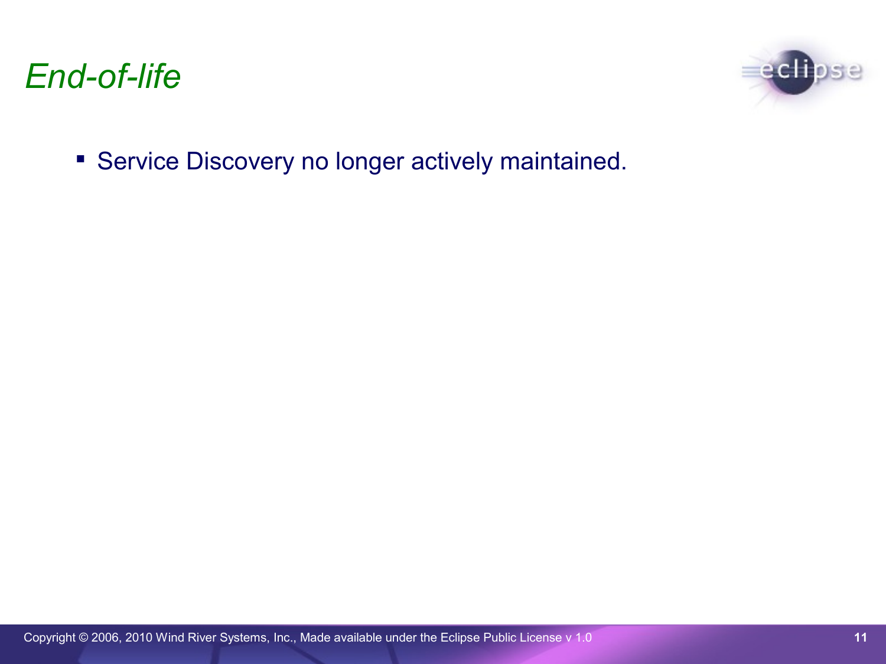# *End-of-life*

- Service Discovery no longer actively maintained.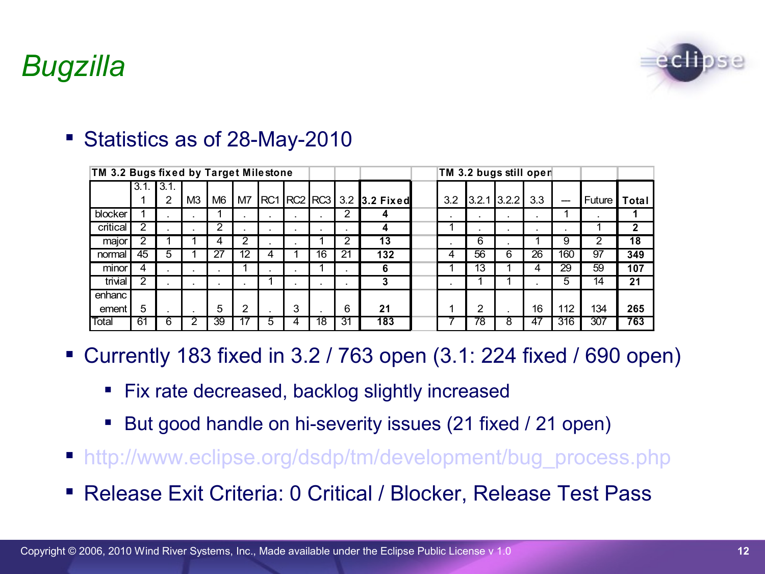# Bugzilla

- Statistics as of 28-May-2010

| TM 3.2 Bugs fixed by Target Milestone | | | | | | | | | | | | TM 3.2 bugs still open | | | | | | | |
|---|---|---|---|---|---|---|---|---|---|---|---|---|---|---|---|---|---|---|---|
| | 3.1.1 | 3.1.2 | M3 | M6 | M7 | RC1 | RC2 | RC3 | 3.2 | **3.2 Fixed** | | 3.2 | 3.2.1 | 3.2.2 | 3.3 | --- | Future | **Total** |
| blocker | 1 | . | . | 1 | . | . | . | . | 2 | **4** | | . | . | . | . | 1 | . | **1** |
| critical | 2 | . | . | 2 | . | . | . | . | . | **4** | | 1 | . | . | . | . | 1 | **2** |
| major | 2 | 1 | 1 | 4 | 2 | . | . | 1 | 2 | **13** | | . | 6 | . | 1 | 9 | 2 | **18** |
| normal | 45 | 5 | 1 | 27 | 12 | 4 | 1 | 16 | 21 | **132** | | 4 | 56 | 6 | 26 | 160 | 97 | **349** |
| minor | 4 | . | . | . | 1 | . | . | 1 | . | **6** | | 1 | 13 | 1 | 4 | 29 | 59 | **107** |
| trivial | 2 | . | . | . | . | 1 | . | . | . | **3** | | . | 1 | 1 | . | 5 | 14 | **21** |
| enhancement | 5 | . | . | 5 | 2 | . | 3 | . | 6 | **21** | | 1 | 2 | . | 16 | 112 | 134 | **265** |
| Total | 61 | 6 | 2 | 39 | 17 | 5 | 4 | 18 | 31 | **183** | | 7 | 78 | 8 | 47 | 316 | 307 | **763** |

- Currently 183 fixed in 3.2 / 763 open (3.1: 224 fixed / 690 open)
  - Fix rate decreased, backlog slightly increased
  - But good handle on hi-severity issues (21 fixed / 21 open)
- http://www.eclipse.org/dsdp/tm/development/bug_process.php
- Release Exit Criteria: 0 Critical / Blocker, Release Test Pass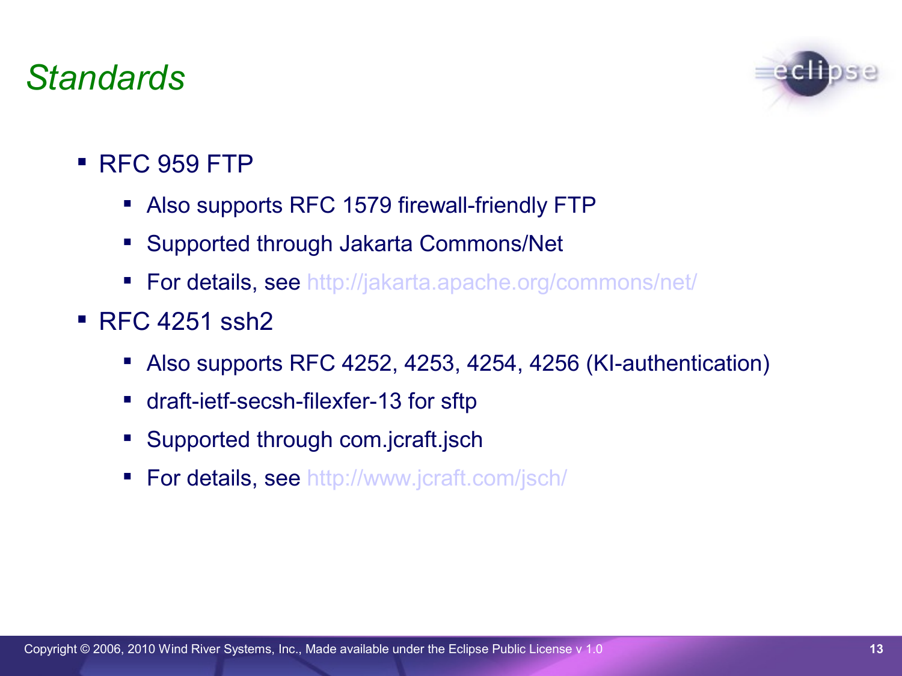# *Standards*

- RFC 959 FTP
  - Also supports RFC 1579 firewall-friendly FTP
  - Supported through Jakarta Commons/Net
  - For details, see http://jakarta.apache.org/commons/net/
- RFC 4251 ssh2
  - Also supports RFC 4252, 4253, 4254, 4256 (KI-authentication)
  - draft-ietf-secsh-filexfer-13 for sftp
  - Supported through com.jcraft.jsch
  - For details, see http://www.jcraft.com/jsch/

Copyright © 2006, 2010 Wind River Systems, Inc., Made available under the Eclipse Public License v 1.0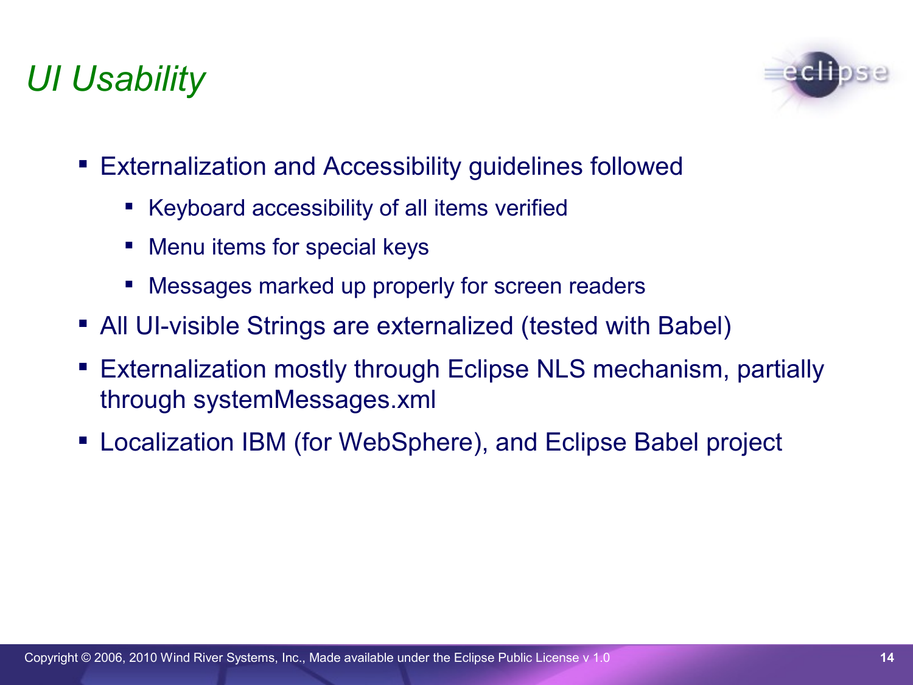# UI Usability

- Externalization and Accessibility guidelines followed
  - Keyboard accessibility of all items verified
  - Menu items for special keys
  - Messages marked up properly for screen readers
- All UI-visible Strings are externalized (tested with Babel)
- Externalization mostly through Eclipse NLS mechanism, partially through systemMessages.xml
- Localization IBM (for WebSphere), and Eclipse Babel project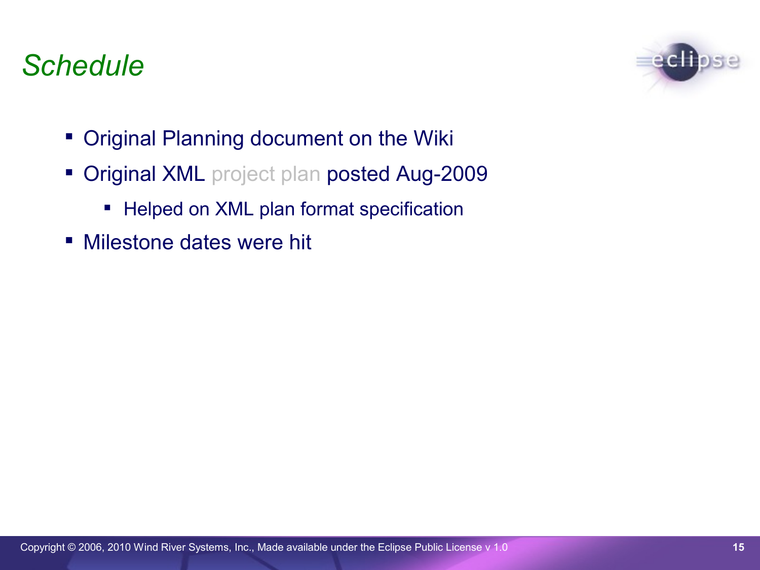# *Schedule*

- Original Planning document on the Wiki
- Original XML project plan posted Aug-2009
  - Helped on XML plan format specification
- Milestone dates were hit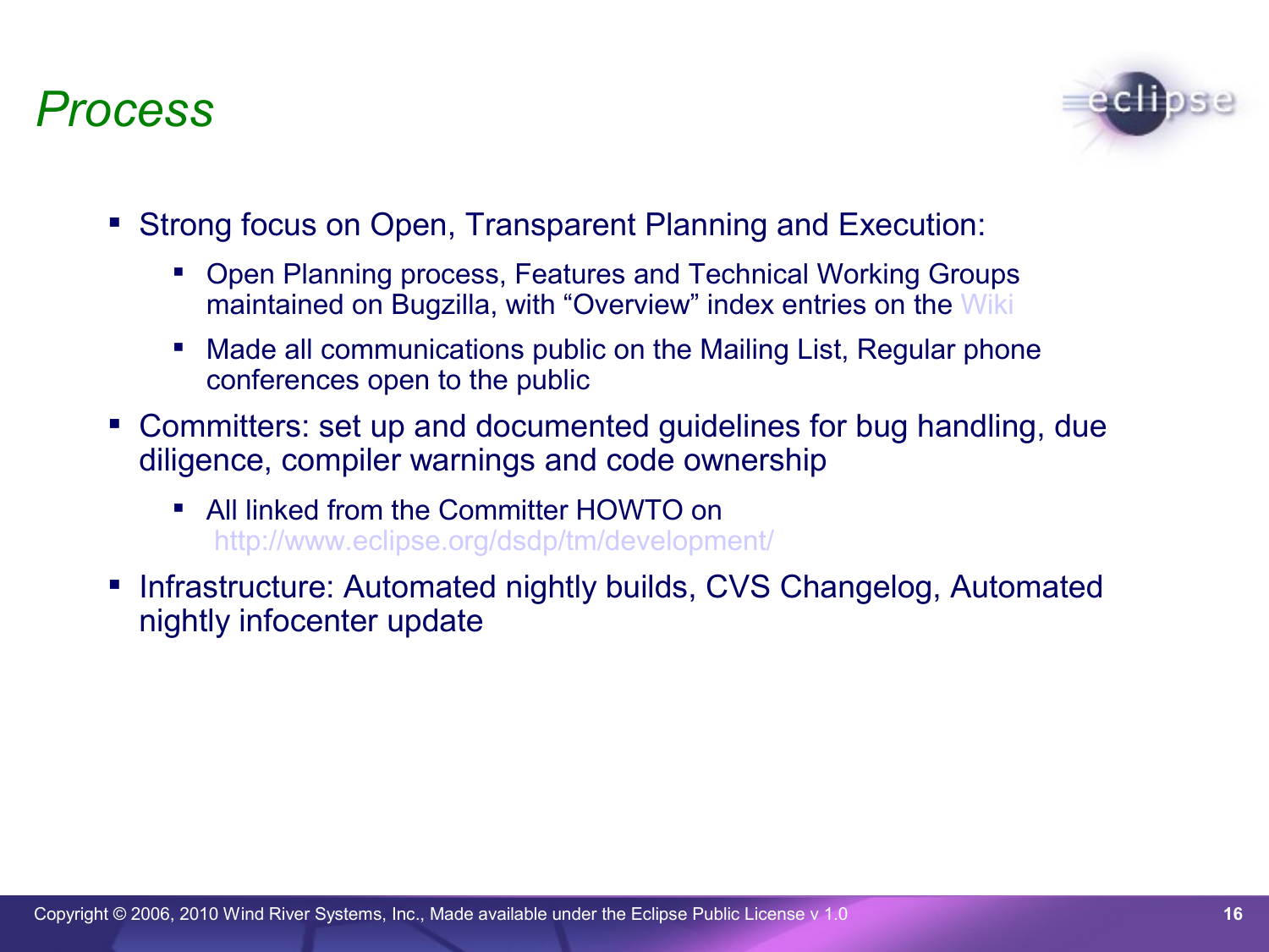# Process

- Strong focus on Open, Transparent Planning and Execution:
  - Open Planning process, Features and Technical Working Groups maintained on Bugzilla, with “Overview” index entries on the Wiki
  - Made all communications public on the Mailing List, Regular phone conferences open to the public
- Committers: set up and documented guidelines for bug handling, due diligence, compiler warnings and code ownership
  - All linked from the Committer HOWTO on http://www.eclipse.org/dsdp/tm/development/
- Infrastructure: Automated nightly builds, CVS Changelog, Automated nightly infocenter update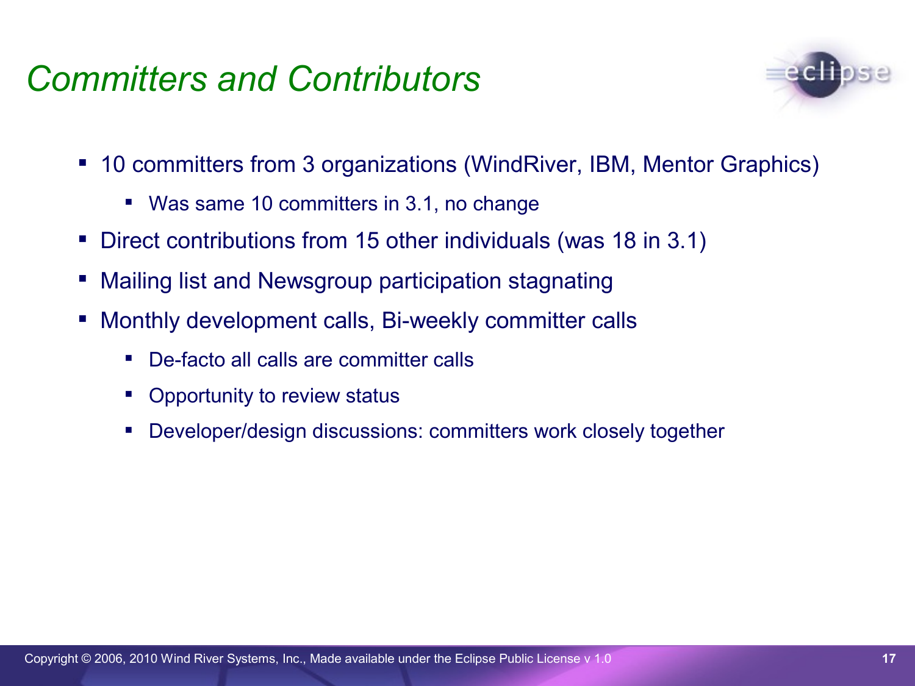# Committers and Contributors

- 10 committers from 3 organizations (WindRiver, IBM, Mentor Graphics)
  - Was same 10 committers in 3.1, no change
- Direct contributions from 15 other individuals (was 18 in 3.1)
- Mailing list and Newsgroup participation stagnating
- Monthly development calls, Bi-weekly committer calls
  - De-facto all calls are committer calls
  - Opportunity to review status
  - Developer/design discussions: committers work closely together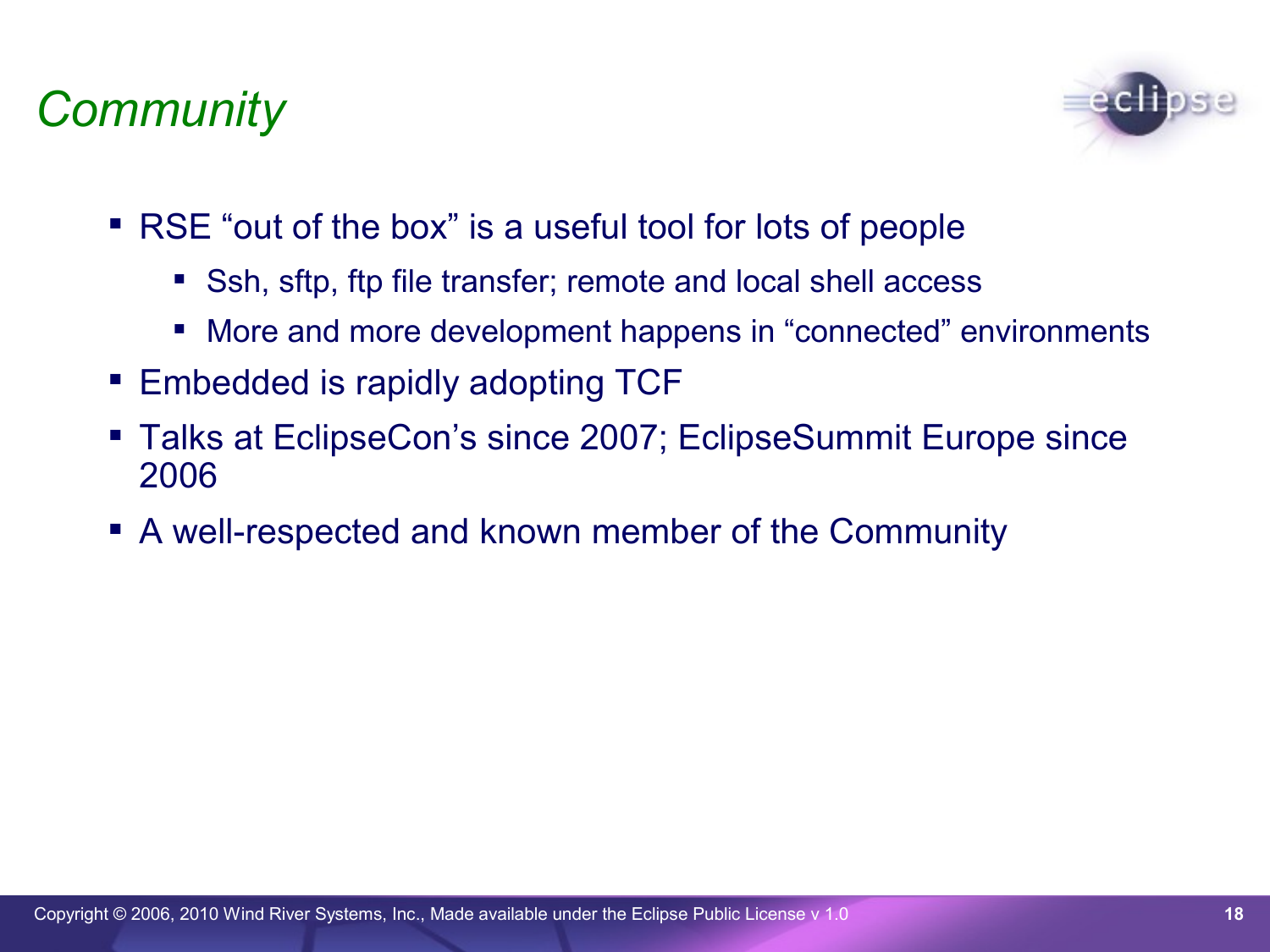# Community

- RSE "out of the box" is a useful tool for lots of people
  - Ssh, sftp, ftp file transfer; remote and local shell access
  - More and more development happens in "connected" environments
- Embedded is rapidly adopting TCF
- Talks at EclipseCon's since 2007; EclipseSummit Europe since 2006
- A well-respected and known member of the Community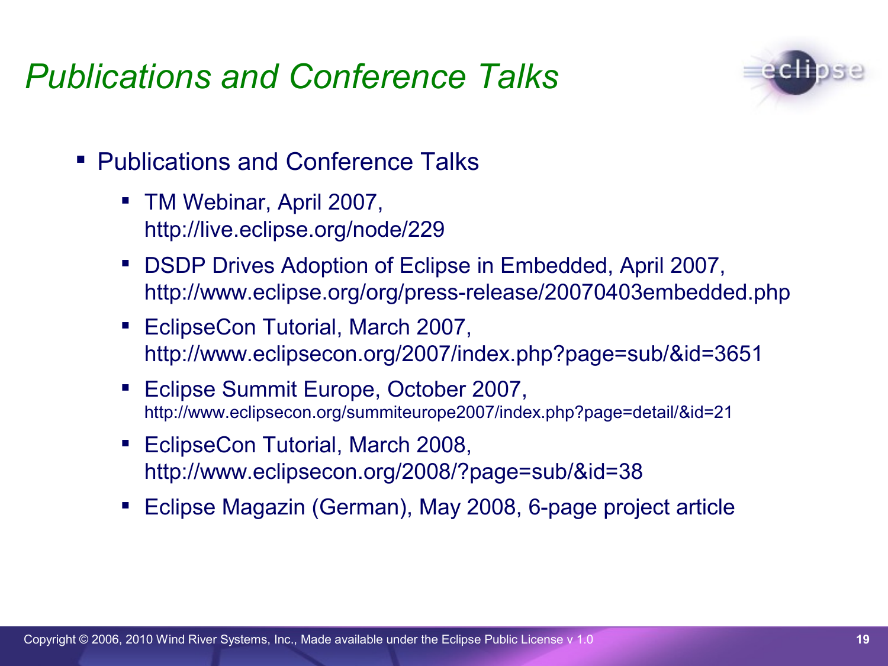# Publications and Conference Talks

- Publications and Conference Talks
  - TM Webinar, April 2007, http://live.eclipse.org/node/229
  - DSDP Drives Adoption of Eclipse in Embedded, April 2007, http://www.eclipse.org/org/press-release/20070403embedded.php
  - EclipseCon Tutorial, March 2007, http://www.eclipsecon.org/2007/index.php?page=sub/&id=3651
  - Eclipse Summit Europe, October 2007, http://www.eclipsecon.org/summiteurope2007/index.php?page=detail/&id=21
  - EclipseCon Tutorial, March 2008, http://www.eclipsecon.org/2008/?page=sub/&id=38
  - Eclipse Magazin (German), May 2008, 6-page project article

Copyright © 2006, 2010 Wind River Systems, Inc., Made available under the Eclipse Public License v 1.0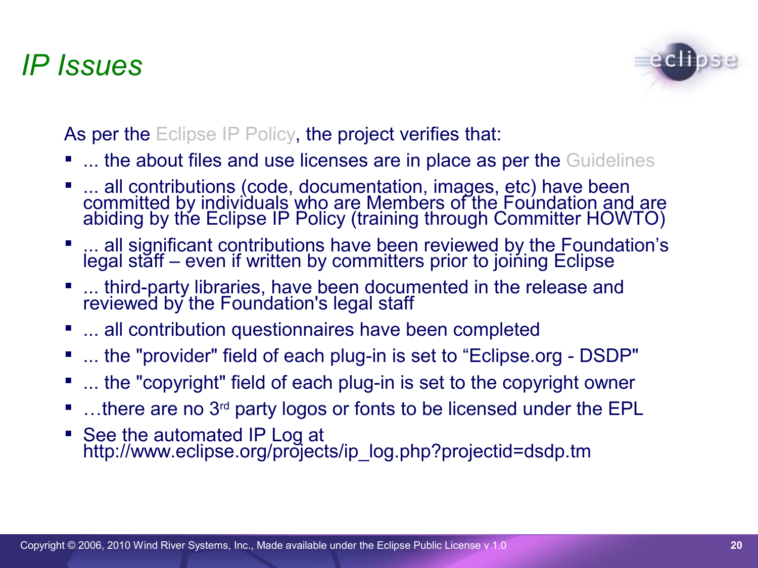# IP Issues

As per the Eclipse IP Policy, the project verifies that:

- ... the about files and use licenses are in place as per the Guidelines
- ... all contributions (code, documentation, images, etc) have been committed by individuals who are Members of the Foundation and are abiding by the Eclipse IP Policy (training through Committer HOWTO)
- ... all significant contributions have been reviewed by the Foundation's legal staff – even if written by committers prior to joining Eclipse
- ... third-party libraries, have been documented in the release and reviewed by the Foundation's legal staff
- ... all contribution questionnaires have been completed
- ... the "provider" field of each plug-in is set to "Eclipse.org - DSDP"
- ... the "copyright" field of each plug-in is set to the copyright owner
- …there are no 3rd party logos or fonts to be licensed under the EPL
- See the automated IP Log at http://www.eclipse.org/projects/ip_log.php?projectid=dsdp.tm

Copyright © 2006, 2010 Wind River Systems, Inc., Made available under the Eclipse Public License v 1.0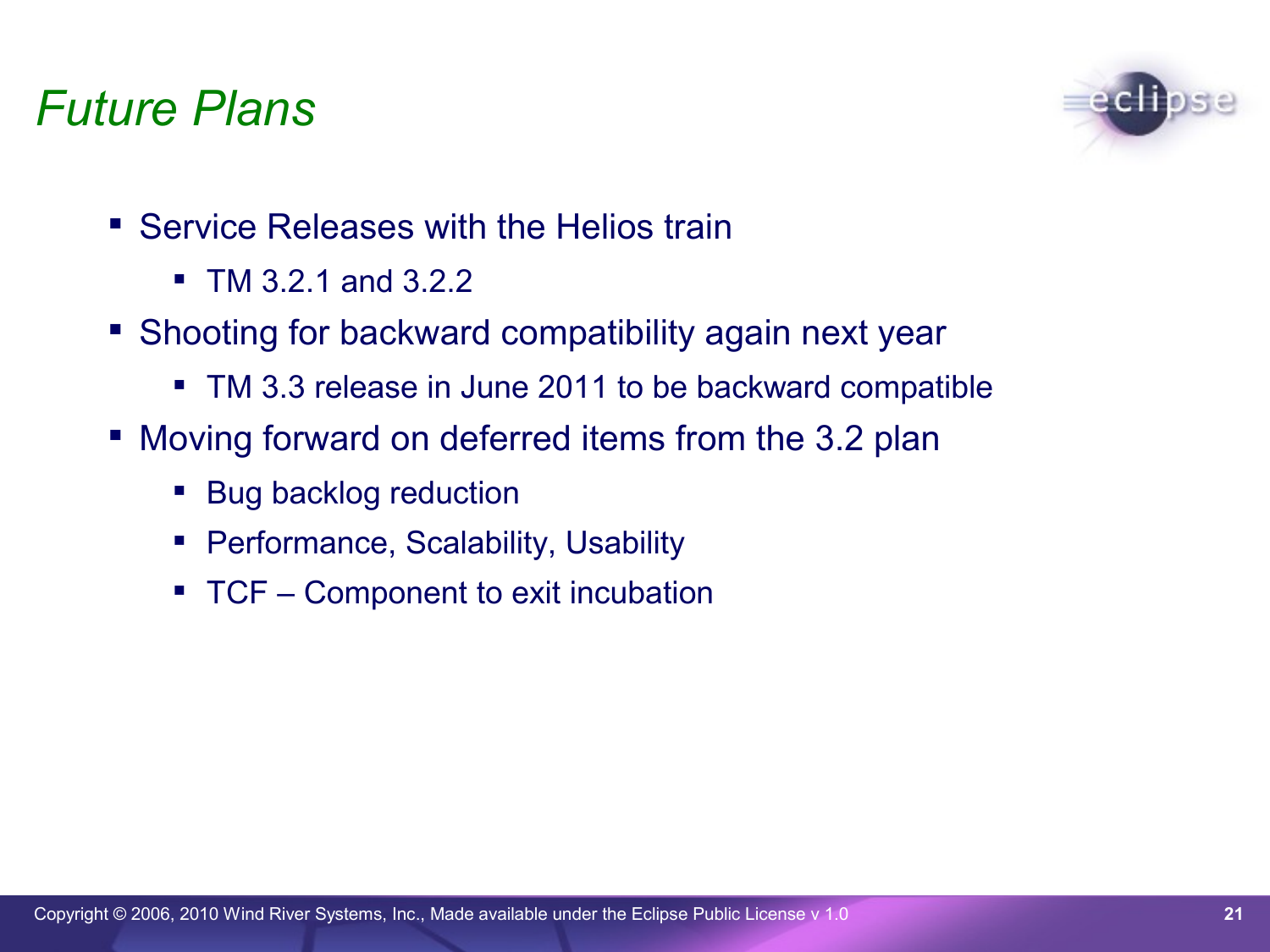# Future Plans

- Service Releases with the Helios train
  - TM 3.2.1 and 3.2.2
- Shooting for backward compatibility again next year
  - TM 3.3 release in June 2011 to be backward compatible
- Moving forward on deferred items from the 3.2 plan
  - Bug backlog reduction
  - Performance, Scalability, Usability
  - TCF – Component to exit incubation

Copyright © 2006, 2010 Wind River Systems, Inc., Made available under the Eclipse Public License v 1.0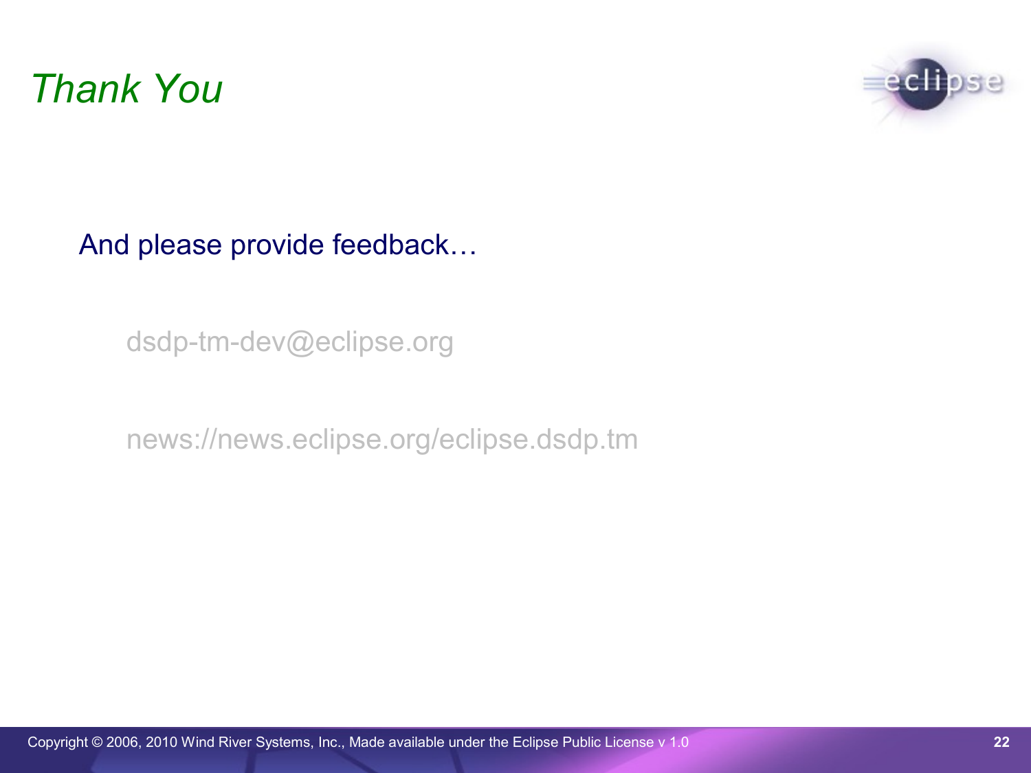# *Thank You*

And please provide feedback…

dsdp-tm-dev@eclipse.org

news://news.eclipse.org/eclipse.dsdp.tm

Copyright © 2006, 2010 Wind River Systems, Inc., Made available under the Eclipse Public License v 1.0